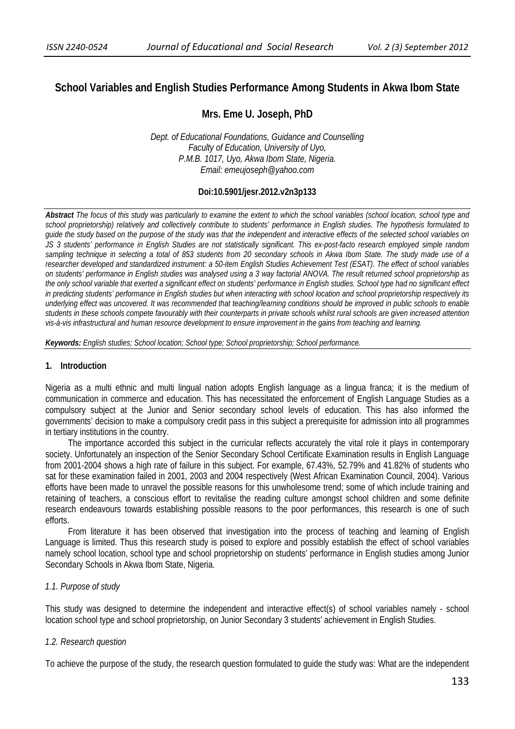# School Variables and English Studies Performance Among Students in Akwa Ibom State

**Mrs. Eme U. Joseph, PhD**

*Dept. of Educational Foundations, Guidance and Counselling*
*Faculty of Education, University of Uyo,*
*P.M.B. 1017, Uyo, Akwa Ibom State, Nigeria.*
*Email: emeujoseph@yahoo.com*

**Doi:10.5901/jesr.2012.v2n3p133**

***Abstract*** *The focus of this study was particularly to examine the extent to which the school variables (school location, school type and school proprietorship) relatively and collectively contribute to students' performance in English studies. The hypothesis formulated to guide the study based on the purpose of the study was that the independent and interactive effects of the selected school variables on JS 3 students' performance in English Studies are not statistically significant. This ex-post-facto research employed simple random sampling technique in selecting a total of 853 students from 20 secondary schools in Akwa Ibom State. The study made use of a researcher developed and standardized instrument: a 50-item English Studies Achievement Test (ESAT). The effect of school variables on students' performance in English studies was analysed using a 3 way factorial ANOVA. The result returned school proprietorship as the only school variable that exerted a significant effect on students' performance in English studies. School type had no significant effect in predicting students' performance in English studies but when interacting with school location and school proprietorship respectively its underlying effect was uncovered. It was recommended that teaching/learning conditions should be improved in public schools to enable students in these schools compete favourably with their counterparts in private schools whilst rural schools are given increased attention vis-à-vis infrastructural and human resource development to ensure improvement in the gains from teaching and learning.*

***Keywords:*** *English studies; School location; School type; School proprietorship; School performance.*

## 1. Introduction

Nigeria as a multi ethnic and multi lingual nation adopts English language as a lingua franca; it is the medium of communication in commerce and education. This has necessitated the enforcement of English Language Studies as a compulsory subject at the Junior and Senior secondary school levels of education. This has also informed the governments' decision to make a compulsory credit pass in this subject a prerequisite for admission into all programmes in tertiary institutions in the country.

The importance accorded this subject in the curricular reflects accurately the vital role it plays in contemporary society. Unfortunately an inspection of the Senior Secondary School Certificate Examination results in English Language from 2001-2004 shows a high rate of failure in this subject. For example, 67.43%, 52.79% and 41.82% of students who sat for these examination failed in 2001, 2003 and 2004 respectively (West African Examination Council, 2004). Various efforts have been made to unravel the possible reasons for this unwholesome trend; some of which include training and retaining of teachers, a conscious effort to revitalise the reading culture amongst school children and some definite research endeavours towards establishing possible reasons to the poor performances, this research is one of such efforts.

From literature it has been observed that investigation into the process of teaching and learning of English Language is limited. Thus this research study is poised to explore and possibly establish the effect of school variables namely school location, school type and school proprietorship on students' performance in English studies among Junior Secondary Schools in Akwa Ibom State, Nigeria.

### *1.1. Purpose of study*

This study was designed to determine the independent and interactive effect(s) of school variables namely - school location school type and school proprietorship, on Junior Secondary 3 students' achievement in English Studies.

### *1.2. Research question*

To achieve the purpose of the study, the research question formulated to guide the study was: What are the independent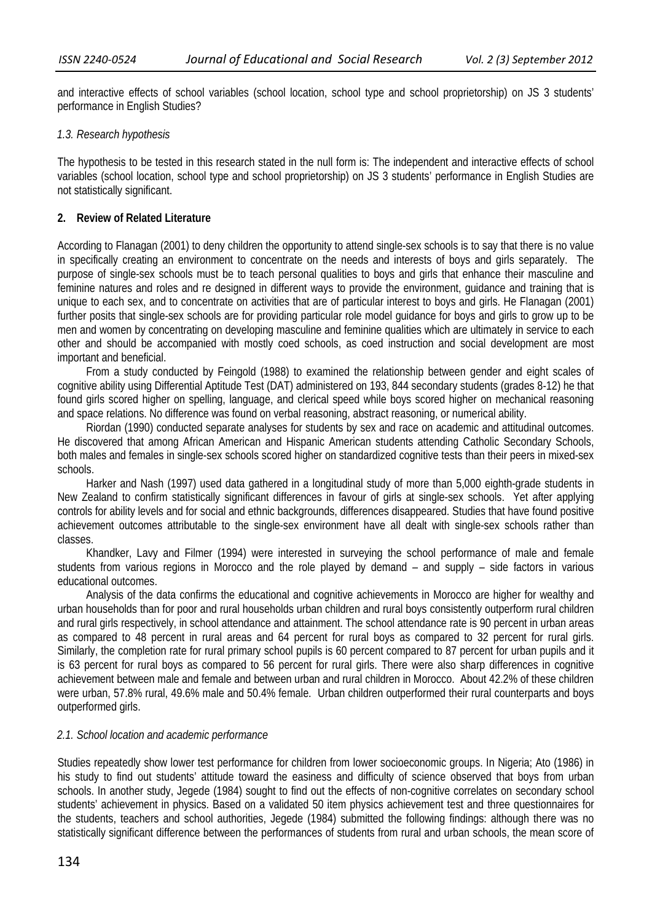and interactive effects of school variables (school location, school type and school proprietorship) on JS 3 students' performance in English Studies?

*1.3. Research hypothesis*

The hypothesis to be tested in this research stated in the null form is: The independent and interactive effects of school variables (school location, school type and school proprietorship) on JS 3 students' performance in English Studies are not statistically significant.

## 2. Review of Related Literature

According to Flanagan (2001) to deny children the opportunity to attend single-sex schools is to say that there is no value in specifically creating an environment to concentrate on the needs and interests of boys and girls separately. The purpose of single-sex schools must be to teach personal qualities to boys and girls that enhance their masculine and feminine natures and roles and re designed in different ways to provide the environment, guidance and training that is unique to each sex, and to concentrate on activities that are of particular interest to boys and girls. He Flanagan (2001) further posits that single-sex schools are for providing particular role model guidance for boys and girls to grow up to be men and women by concentrating on developing masculine and feminine qualities which are ultimately in service to each other and should be accompanied with mostly coed schools, as coed instruction and social development are most important and beneficial.

From a study conducted by Feingold (1988) to examined the relationship between gender and eight scales of cognitive ability using Differential Aptitude Test (DAT) administered on 193, 844 secondary students (grades 8-12) he that found girls scored higher on spelling, language, and clerical speed while boys scored higher on mechanical reasoning and space relations. No difference was found on verbal reasoning, abstract reasoning, or numerical ability.

Riordan (1990) conducted separate analyses for students by sex and race on academic and attitudinal outcomes. He discovered that among African American and Hispanic American students attending Catholic Secondary Schools, both males and females in single-sex schools scored higher on standardized cognitive tests than their peers in mixed-sex schools.

Harker and Nash (1997) used data gathered in a longitudinal study of more than 5,000 eighth-grade students in New Zealand to confirm statistically significant differences in favour of girls at single-sex schools. Yet after applying controls for ability levels and for social and ethnic backgrounds, differences disappeared. Studies that have found positive achievement outcomes attributable to the single-sex environment have all dealt with single-sex schools rather than classes.

Khandker, Lavy and Filmer (1994) were interested in surveying the school performance of male and female students from various regions in Morocco and the role played by demand – and supply – side factors in various educational outcomes.

Analysis of the data confirms the educational and cognitive achievements in Morocco are higher for wealthy and urban households than for poor and rural households urban children and rural boys consistently outperform rural children and rural girls respectively, in school attendance and attainment. The school attendance rate is 90 percent in urban areas as compared to 48 percent in rural areas and 64 percent for rural boys as compared to 32 percent for rural girls. Similarly, the completion rate for rural primary school pupils is 60 percent compared to 87 percent for urban pupils and it is 63 percent for rural boys as compared to 56 percent for rural girls. There were also sharp differences in cognitive achievement between male and female and between urban and rural children in Morocco. About 42.2% of these children were urban, 57.8% rural, 49.6% male and 50.4% female. Urban children outperformed their rural counterparts and boys outperformed girls.

*2.1. School location and academic performance*

Studies repeatedly show lower test performance for children from lower socioeconomic groups. In Nigeria; Ato (1986) in his study to find out students' attitude toward the easiness and difficulty of science observed that boys from urban schools. In another study, Jegede (1984) sought to find out the effects of non-cognitive correlates on secondary school students' achievement in physics. Based on a validated 50 item physics achievement test and three questionnaires for the students, teachers and school authorities, Jegede (1984) submitted the following findings: although there was no statistically significant difference between the performances of students from rural and urban schools, the mean score of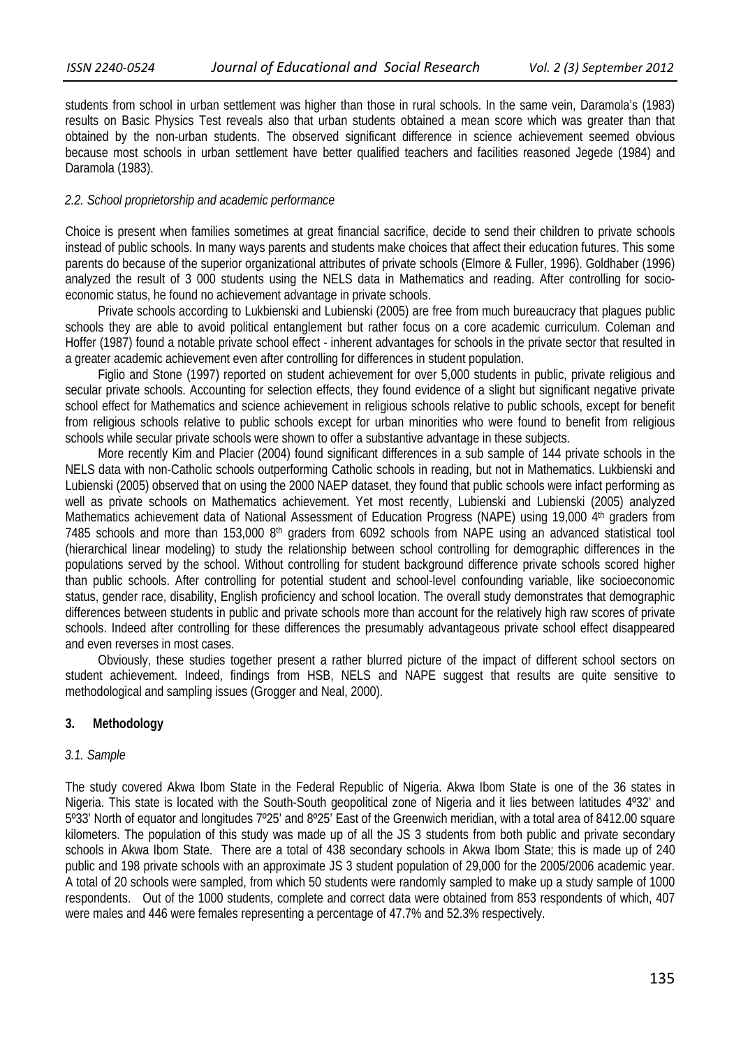students from school in urban settlement was higher than those in rural schools. In the same vein, Daramola's (1983) results on Basic Physics Test reveals also that urban students obtained a mean score which was greater than that obtained by the non-urban students. The observed significant difference in science achievement seemed obvious because most schools in urban settlement have better qualified teachers and facilities reasoned Jegede (1984) and Daramola (1983).

### *2.2. School proprietorship and academic performance*

Choice is present when families sometimes at great financial sacrifice, decide to send their children to private schools instead of public schools. In many ways parents and students make choices that affect their education futures. This some parents do because of the superior organizational attributes of private schools (Elmore & Fuller, 1996). Goldhaber (1996) analyzed the result of 3 000 students using the NELS data in Mathematics and reading. After controlling for socio-economic status, he found no achievement advantage in private schools.

Private schools according to Lukbienski and Lubienski (2005) are free from much bureaucracy that plagues public schools they are able to avoid political entanglement but rather focus on a core academic curriculum. Coleman and Hoffer (1987) found a notable private school effect - inherent advantages for schools in the private sector that resulted in a greater academic achievement even after controlling for differences in student population.

Figlio and Stone (1997) reported on student achievement for over 5,000 students in public, private religious and secular private schools. Accounting for selection effects, they found evidence of a slight but significant negative private school effect for Mathematics and science achievement in religious schools relative to public schools, except for benefit from religious schools relative to public schools except for urban minorities who were found to benefit from religious schools while secular private schools were shown to offer a substantive advantage in these subjects.

More recently Kim and Placier (2004) found significant differences in a sub sample of 144 private schools in the NELS data with non-Catholic schools outperforming Catholic schools in reading, but not in Mathematics. Lukbienski and Lubienski (2005) observed that on using the 2000 NAEP dataset, they found that public schools were infact performing as well as private schools on Mathematics achievement. Yet most recently, Lubienski and Lubienski (2005) analyzed Mathematics achievement data of National Assessment of Education Progress (NAPE) using 19,000 4th graders from 7485 schools and more than 153,000 8th graders from 6092 schools from NAPE using an advanced statistical tool (hierarchical linear modeling) to study the relationship between school controlling for demographic differences in the populations served by the school. Without controlling for student background difference private schools scored higher than public schools. After controlling for potential student and school-level confounding variable, like socioeconomic status, gender race, disability, English proficiency and school location. The overall study demonstrates that demographic differences between students in public and private schools more than account for the relatively high raw scores of private schools. Indeed after controlling for these differences the presumably advantageous private school effect disappeared and even reverses in most cases.

Obviously, these studies together present a rather blurred picture of the impact of different school sectors on student achievement. Indeed, findings from HSB, NELS and NAPE suggest that results are quite sensitive to methodological and sampling issues (Grogger and Neal, 2000).

## 3. Methodology

### *3.1. Sample*

The study covered Akwa Ibom State in the Federal Republic of Nigeria. Akwa Ibom State is one of the 36 states in Nigeria. This state is located with the South-South geopolitical zone of Nigeria and it lies between latitudes 4º32' and 5º33' North of equator and longitudes 7º25' and 8º25' East of the Greenwich meridian, with a total area of 8412.00 square kilometers. The population of this study was made up of all the JS 3 students from both public and private secondary schools in Akwa Ibom State. There are a total of 438 secondary schools in Akwa Ibom State; this is made up of 240 public and 198 private schools with an approximate JS 3 student population of 29,000 for the 2005/2006 academic year. A total of 20 schools were sampled, from which 50 students were randomly sampled to make up a study sample of 1000 respondents. Out of the 1000 students, complete and correct data were obtained from 853 respondents of which, 407 were males and 446 were females representing a percentage of 47.7% and 52.3% respectively.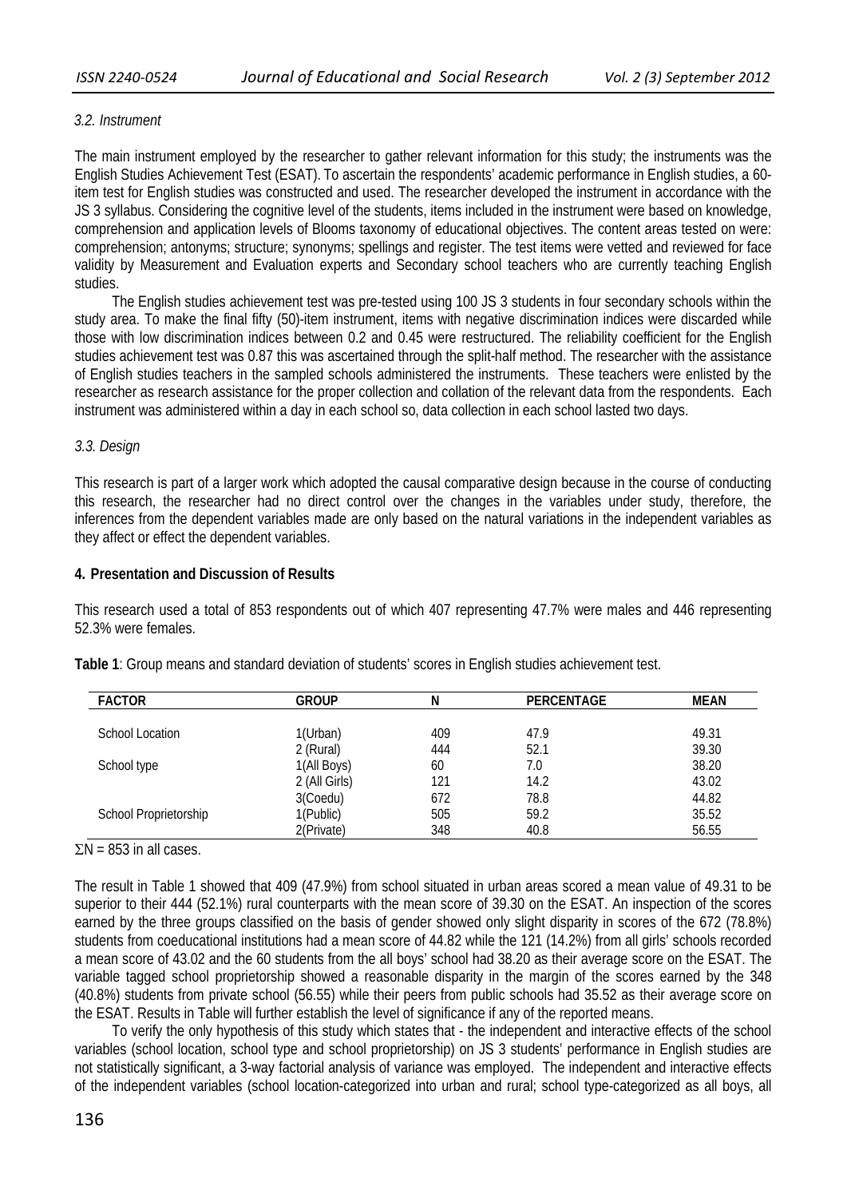### *3.2. Instrument*

The main instrument employed by the researcher to gather relevant information for this study; the instruments was the English Studies Achievement Test (ESAT). To ascertain the respondents' academic performance in English studies, a 60-item test for English studies was constructed and used. The researcher developed the instrument in accordance with the JS 3 syllabus. Considering the cognitive level of the students, items included in the instrument were based on knowledge, comprehension and application levels of Blooms taxonomy of educational objectives. The content areas tested on were: comprehension; antonyms; structure; synonyms; spellings and register. The test items were vetted and reviewed for face validity by Measurement and Evaluation experts and Secondary school teachers who are currently teaching English studies.

The English studies achievement test was pre-tested using 100 JS 3 students in four secondary schools within the study area. To make the final fifty (50)-item instrument, items with negative discrimination indices were discarded while those with low discrimination indices between 0.2 and 0.45 were restructured. The reliability coefficient for the English studies achievement test was 0.87 this was ascertained through the split-half method. The researcher with the assistance of English studies teachers in the sampled schools administered the instruments. These teachers were enlisted by the researcher as research assistance for the proper collection and collation of the relevant data from the respondents. Each instrument was administered within a day in each school so, data collection in each school lasted two days.

### *3.3. Design*

This research is part of a larger work which adopted the causal comparative design because in the course of conducting this research, the researcher had no direct control over the changes in the variables under study, therefore, the inferences from the dependent variables made are only based on the natural variations in the independent variables as they affect or effect the dependent variables.

## **4. Presentation and Discussion of Results**

This research used a total of 853 respondents out of which 407 representing 47.7% were males and 446 representing 52.3% were females.

**Table 1**: Group means and standard deviation of students' scores in English studies achievement test.

| FACTOR | GROUP | N | PERCENTAGE | MEAN |
|---|---|---|---|---|
| School Location | 1(Urban) | 409 | 47.9 | 49.31 |
| | 2 (Rural) | 444 | 52.1 | 39.30 |
| School type | 1(All Boys) | 60 | 7.0 | 38.20 |
| | 2 (All Girls) | 121 | 14.2 | 43.02 |
| | 3(Coedu) | 672 | 78.8 | 44.82 |
| School Proprietorship | 1(Public) | 505 | 59.2 | 35.52 |
| | 2(Private) | 348 | 40.8 | 56.55 |

$\Sigma N = 853$ in all cases.

The result in Table 1 showed that 409 (47.9%) from school situated in urban areas scored a mean value of 49.31 to be superior to their 444 (52.1%) rural counterparts with the mean score of 39.30 on the ESAT. An inspection of the scores earned by the three groups classified on the basis of gender showed only slight disparity in scores of the 672 (78.8%) students from coeducational institutions had a mean score of 44.82 while the 121 (14.2%) from all girls' schools recorded a mean score of 43.02 and the 60 students from the all boys' school had 38.20 as their average score on the ESAT. The variable tagged school proprietorship showed a reasonable disparity in the margin of the scores earned by the 348 (40.8%) students from private school (56.55) while their peers from public schools had 35.52 as their average score on the ESAT. Results in Table will further establish the level of significance if any of the reported means.

To verify the only hypothesis of this study which states that - the independent and interactive effects of the school variables (school location, school type and school proprietorship) on JS 3 students' performance in English studies are not statistically significant, a 3-way factorial analysis of variance was employed. The independent and interactive effects of the independent variables (school location-categorized into urban and rural; school type-categorized as all boys, all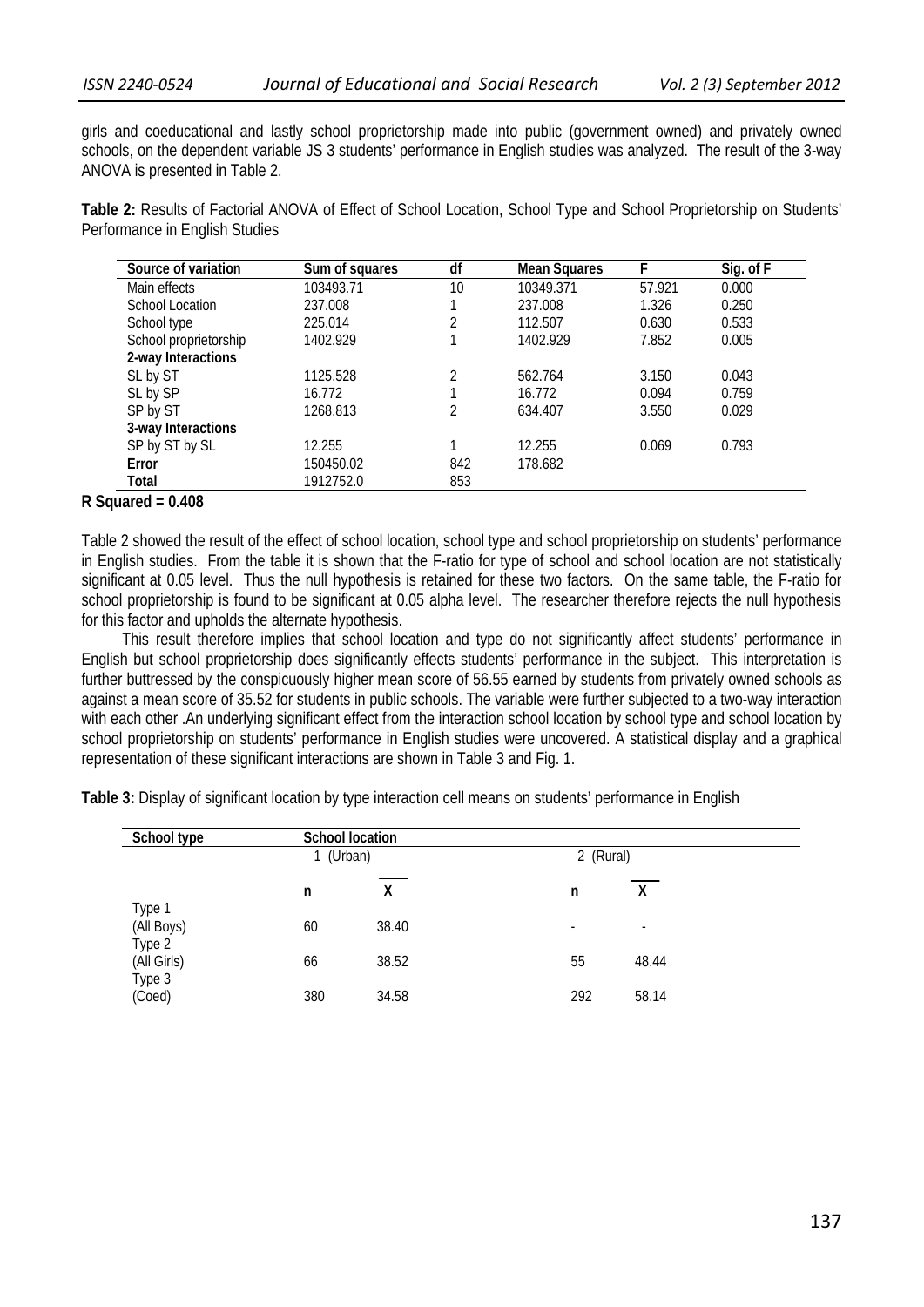girls and coeducational and lastly school proprietorship made into public (government owned) and privately owned schools, on the dependent variable JS 3 students' performance in English studies was analyzed. The result of the 3-way ANOVA is presented in Table 2.

**Table 2:** Results of Factorial ANOVA of Effect of School Location, School Type and School Proprietorship on Students' Performance in English Studies

| Source of variation | Sum of squares | df | Mean Squares | F | Sig. of F |
|---|---|---|---|---|---|
| Main effects | 103493.71 | 10 | 10349.371 | 57.921 | 0.000 |
| School Location | 237.008 | 1 | 237.008 | 1.326 | 0.250 |
| School type | 225.014 | 2 | 112.507 | 0.630 | 0.533 |
| School proprietorship | 1402.929 | 1 | 1402.929 | 7.852 | 0.005 |
| **2-way Interactions** | | | | | |
| SL by ST | 1125.528 | 2 | 562.764 | 3.150 | 0.043 |
| SL by SP | 16.772 | 1 | 16.772 | 0.094 | 0.759 |
| SP by ST | 1268.813 | 2 | 634.407 | 3.550 | 0.029 |
| **3-way Interactions** | | | | | |
| SP by ST by SL | 12.255 | 1 | 12.255 | 0.069 | 0.793 |
| **Error** | 150450.02 | 842 | 178.682 | | |
| **Total** | 1912752.0 | 853 | | | |

**R Squared = 0.408**

Table 2 showed the result of the effect of school location, school type and school proprietorship on students' performance in English studies. From the table it is shown that the F-ratio for type of school and school location are not statistically significant at 0.05 level. Thus the null hypothesis is retained for these two factors. On the same table, the F-ratio for school proprietorship is found to be significant at 0.05 alpha level. The researcher therefore rejects the null hypothesis for this factor and upholds the alternate hypothesis.

This result therefore implies that school location and type do not significantly affect students' performance in English but school proprietorship does significantly effects students' performance in the subject. This interpretation is further buttressed by the conspicuously higher mean score of 56.55 earned by students from privately owned schools as against a mean score of 35.52 for students in public schools. The variable were further subjected to a two-way interaction with each other .An underlying significant effect from the interaction school location by school type and school location by school proprietorship on students' performance in English studies were uncovered. A statistical display and a graphical representation of these significant interactions are shown in Table 3 and Fig. 1.

**Table 3:** Display of significant location by type interaction cell means on students' performance in English

| School type | School location | | | |
|---|---|---|---|---|
| | 1 (Urban) | | 2 (Rural) | |
| | n | $\bar{X}$ | n | $\bar{X}$ |
| Type 1 (All Boys) | 60 | 38.40 | - | - |
| Type 2 (All Girls) | 66 | 38.52 | 55 | 48.44 |
| Type 3 (Coed) | 380 | 34.58 | 292 | 58.14 |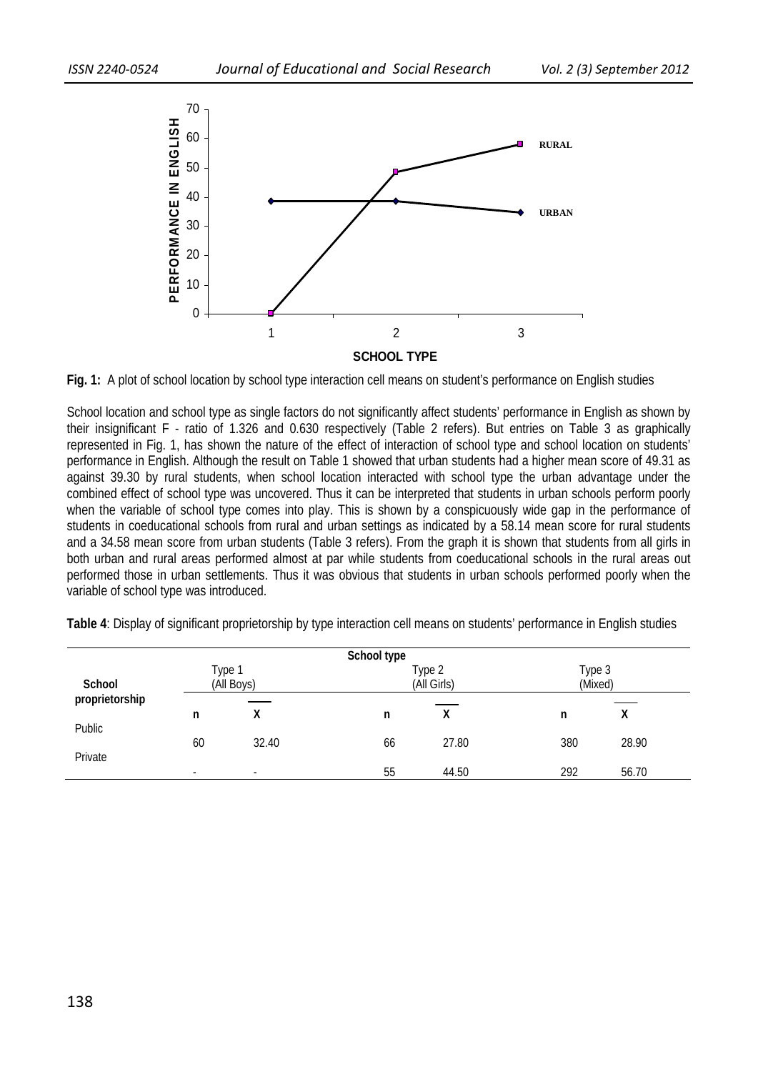**Fig. 1:** A plot of school location by school type interaction cell means on student's performance on English studies

School location and school type as single factors do not significantly affect students' performance in English as shown by their insignificant F - ratio of 1.326 and 0.630 respectively (Table 2 refers). But entries on Table 3 as graphically represented in Fig. 1, has shown the nature of the effect of interaction of school type and school location on students' performance in English. Although the result on Table 1 showed that urban students had a higher mean score of 49.31 as against 39.30 by rural students, when school location interacted with school type the urban advantage under the combined effect of school type was uncovered. Thus it can be interpreted that students in urban schools perform poorly when the variable of school type comes into play. This is shown by a conspicuously wide gap in the performance of students in coeducational schools from rural and urban settings as indicated by a 58.14 mean score for rural students and a 34.58 mean score from urban students (Table 3 refers). From the graph it is shown that students from all girls in both urban and rural areas performed almost at par while students from coeducational schools in the rural areas out performed those in urban settlements. Thus it was obvious that students in urban schools performed poorly when the variable of school type was introduced.

**Table 4**: Display of significant proprietorship by type interaction cell means on students' performance in English studies

| School proprietorship | School type | | | | | |
|---|---|---|---|---|---|---|
| | Type 1 (All Boys) | | Type 2 (All Girls) | | Type 3 (Mixed) | |
| | n | $\bar{X}$ | n | $\bar{X}$ | n | $\bar{X}$ |
| Public | 60 | 32.40 | 66 | 27.80 | 380 | 28.90 |
| Private | - | - | 55 | 44.50 | 292 | 56.70 |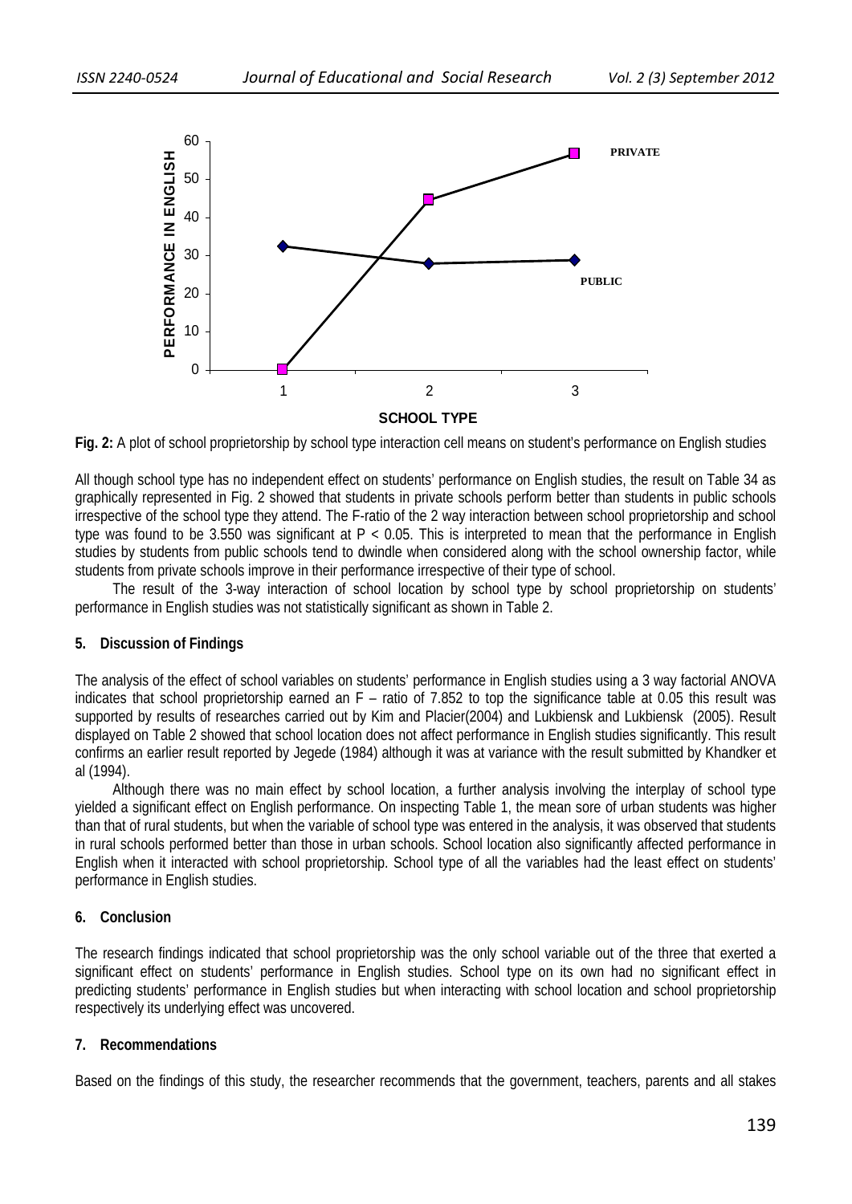**Fig. 2:** A plot of school proprietorship by school type interaction cell means on student's performance on English studies

All though school type has no independent effect on students' performance on English studies, the result on Table 34 as graphically represented in Fig. 2 showed that students in private schools perform better than students in public schools irrespective of the school type they attend. The F-ratio of the 2 way interaction between school proprietorship and school type was found to be 3.550 was significant at $P < 0.05$. This is interpreted to mean that the performance in English studies by students from public schools tend to dwindle when considered along with the school ownership factor, while students from private schools improve in their performance irrespective of their type of school.

The result of the 3-way interaction of school location by school type by school proprietorship on students' performance in English studies was not statistically significant as shown in Table 2.

## 5. Discussion of Findings

The analysis of the effect of school variables on students' performance in English studies using a 3 way factorial ANOVA indicates that school proprietorship earned an F – ratio of 7.852 to top the significance table at 0.05 this result was supported by results of researches carried out by Kim and Placier(2004) and Lukbiensk and Lukbiensk (2005). Result displayed on Table 2 showed that school location does not affect performance in English studies significantly. This result confirms an earlier result reported by Jegede (1984) although it was at variance with the result submitted by Khandker et al (1994).

Although there was no main effect by school location, a further analysis involving the interplay of school type yielded a significant effect on English performance. On inspecting Table 1, the mean sore of urban students was higher than that of rural students, but when the variable of school type was entered in the analysis, it was observed that students in rural schools performed better than those in urban schools. School location also significantly affected performance in English when it interacted with school proprietorship. School type of all the variables had the least effect on students' performance in English studies.

## 6. Conclusion

The research findings indicated that school proprietorship was the only school variable out of the three that exerted a significant effect on students' performance in English studies. School type on its own had no significant effect in predicting students' performance in English studies but when interacting with school location and school proprietorship respectively its underlying effect was uncovered.

## 7. Recommendations

Based on the findings of this study, the researcher recommends that the government, teachers, parents and all stakes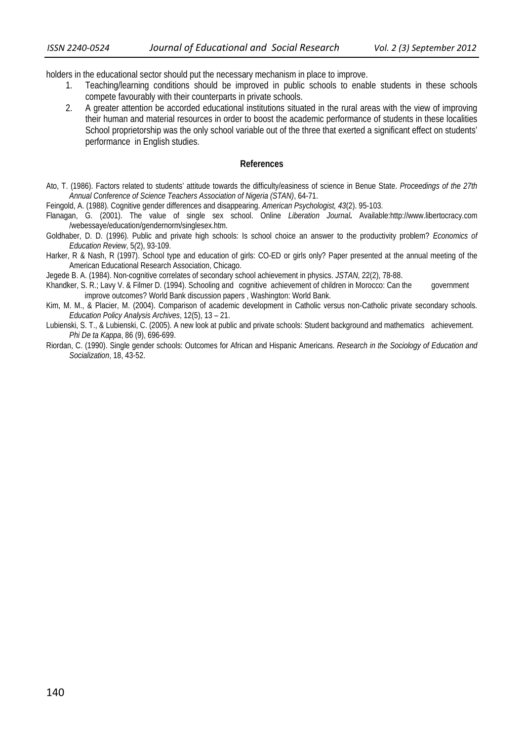holders in the educational sector should put the necessary mechanism in place to improve.

1. Teaching/learning conditions should be improved in public schools to enable students in these schools compete favourably with their counterparts in private schools.
2. A greater attention be accorded educational institutions situated in the rural areas with the view of improving their human and material resources in order to boost the academic performance of students in these localities School proprietorship was the only school variable out of the three that exerted a significant effect on students' performance in English studies.

## References

Ato, T. (1986). Factors related to students' attitude towards the difficulty/easiness of science in Benue State. *Proceedings of the 27th Annual Conference of Science Teachers Association of Nigeria (STAN)*, 64-71.

Feingold, A. (1988). Cognitive gender differences and disappearing. *American Psychologist, 43*(2). 95-103.

Flanagan, G. (2001). The value of single sex school. Online *Liberation Journal***.** Available:http://www.libertocracy.com /webessaye/education/gendernorm/singlesex.htm.

Goldhaber, D. D. (1996). Public and private high schools: Is school choice an answer to the productivity problem? *Economics of Education Review*, 5*(*2), 93-109.

Harker, R & Nash, R (1997). School type and education of girls: CO-ED or girls only? Paper presented at the annual meeting of the American Educational Research Association, Chicago.

Jegede B. A. (1984). Non-cognitive correlates of secondary school achievement in physics. *JSTAN,* 22(2), 78-88.

Khandker, S. R.; Lavy V. & Filmer D. (1994). Schooling and cognitive achievement of children in Morocco: Can the government improve outcomes? World Bank discussion papers , Washington: World Bank.

Kim, M. M., & Placier, M. (2004). Comparison of academic development in Catholic versus non-Catholic private secondary schools. *Education Policy Analysis Archives*, 12(5), 13 – 21.

Lubienski, S. T., & Lubienski, C. (2005). A new look at public and private schools: Student background and mathematics achievement. *Phi De ta Kappa*, 86 (9), 696-699.

Riordan, C. (1990). Single gender schools: Outcomes for African and Hispanic Americans. *Research in the Sociology of Education and Socialization*, 18, 43-52.